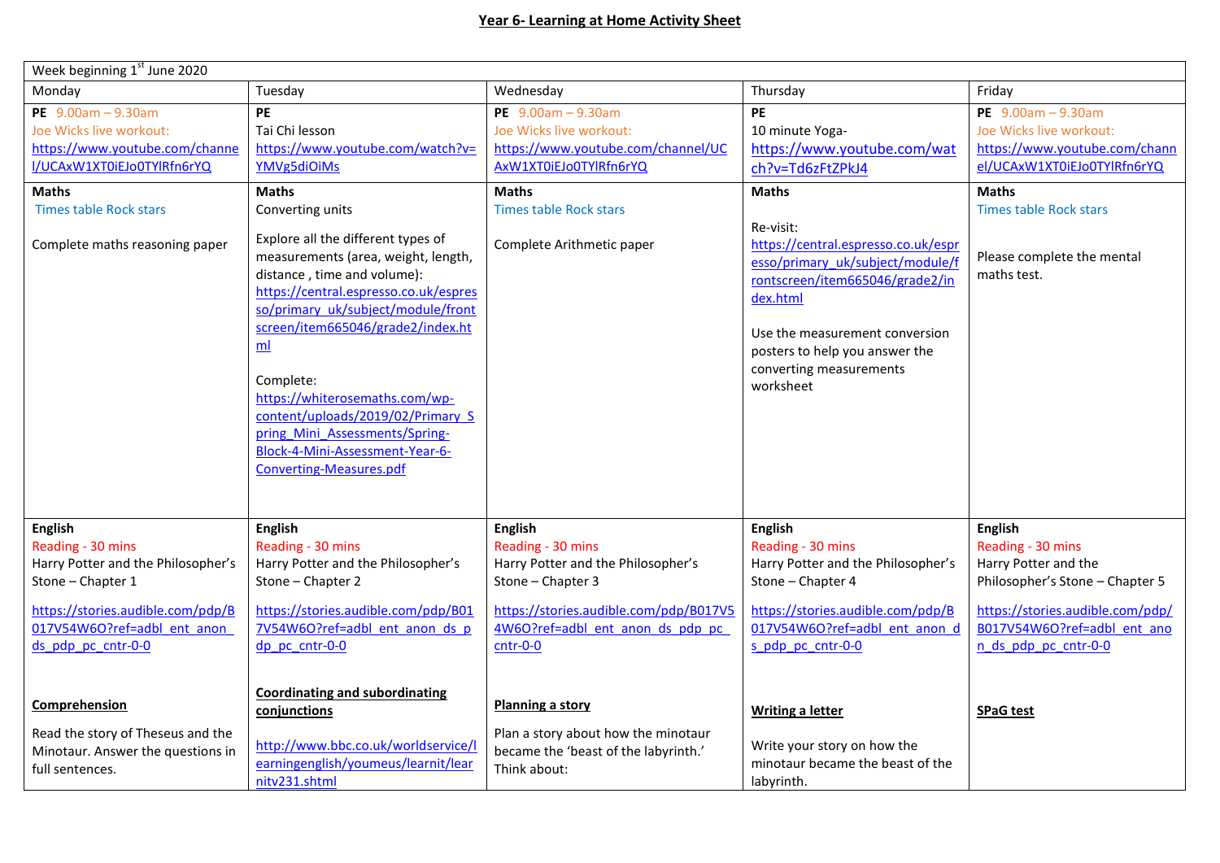# Year 6- Learning at Home Activity Sheet

| Week beginning 1st June 2020 | | | | |
|---|---|---|---|---|
| Monday | Tuesday | Wednesday | Thursday | Friday |
| **PE** 9.00am – 9.30am<br>Joe Wicks live workout:<br>https://www.youtube.com/channel/UCAxW1XT0iEJo0TYlRfn6rYQ | **PE**<br>Tai Chi lesson<br>https://www.youtube.com/watch?v=YMVg5diOiMs | **PE** 9.00am – 9.30am<br>Joe Wicks live workout:<br>https://www.youtube.com/channel/UCAxW1XT0iEJo0TYlRfn6rYQ | **PE**<br>10 minute Yoga-<br>https://www.youtube.com/watch?v=Td6zFtZPkJ4 | **PE** 9.00am – 9.30am<br>Joe Wicks live workout:<br>https://www.youtube.com/channel/UCAxW1XT0iEJo0TYlRfn6rYQ |
| **Maths**<br>Times table Rock stars<br><br>Complete maths reasoning paper | **Maths**<br>Converting units<br><br>Explore all the different types of measurements (area, weight, length, distance , time and volume):<br>https://central.espresso.co.uk/espresso/primary_uk/subject/module/frontscreen/item665046/grade2/index.html<br><br>Complete:<br>https://whiterosemaths.com/wp-content/uploads/2019/02/Primary_Spring_Mini_Assessments/Spring-Block-4-Mini-Assessment-Year-6-Converting-Measures.pdf | **Maths**<br>Times table Rock stars<br><br>Complete Arithmetic paper | **Maths**<br><br>Re-visit:<br>https://central.espresso.co.uk/espresso/primary_uk/subject/module/frontscreen/item665046/grade2/index.html<br><br>Use the measurement conversion posters to help you answer the converting measurements worksheet | **Maths**<br>Times table Rock stars<br><br>Please complete the mental maths test. |
| **English**<br>Reading - 30 mins<br>Harry Potter and the Philosopher's Stone – Chapter 1<br><br>https://stories.audible.com/pdp/B017V54W6O?ref=adbl_ent_anon_ds_pdp_pc_cntr-0-0<br><br>**Comprehension**<br><br>Read the story of Theseus and the Minotaur. Answer the questions in full sentences. | **English**<br>Reading - 30 mins<br>Harry Potter and the Philosopher's Stone – Chapter 2<br><br>https://stories.audible.com/pdp/B017V54W6O?ref=adbl_ent_anon_ds_pdp_pc_cntr-0-0<br><br>**Coordinating and subordinating conjunctions**<br><br>http://www.bbc.co.uk/worldservice/learningenglish/youmeus/learnit/learnitv231.shtml | **English**<br>Reading - 30 mins<br>Harry Potter and the Philosopher's Stone – Chapter 3<br><br>https://stories.audible.com/pdp/B017V54W6O?ref=adbl_ent_anon_ds_pdp_pc_cntr-0-0<br><br>**Planning a story**<br><br>Plan a story about how the minotaur became the 'beast of the labyrinth.' Think about: | **English**<br>Reading - 30 mins<br>Harry Potter and the Philosopher's Stone – Chapter 4<br><br>https://stories.audible.com/pdp/B017V54W6O?ref=adbl_ent_anon_ds_pdp_pc_cntr-0-0<br><br>**Writing a letter**<br><br>Write your story on how the minotaur became the beast of the labyrinth. | **English**<br>Reading - 30 mins<br>Harry Potter and the Philosopher's Stone – Chapter 5<br><br>https://stories.audible.com/pdp/B017V54W6O?ref=adbl_ent_anon_ds_pdp_pc_cntr-0-0<br><br>**SPaG test** |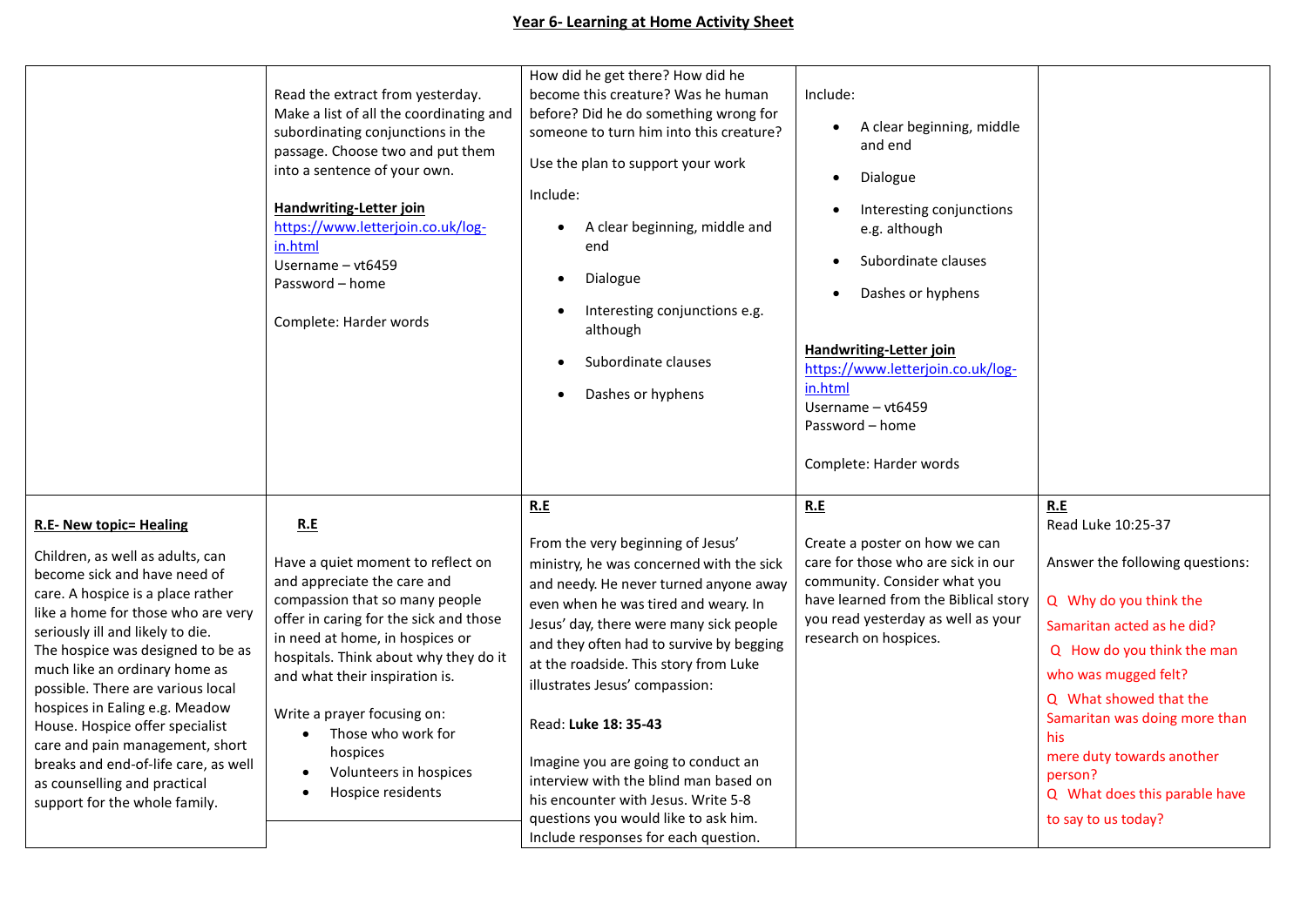**Year 6- Learning at Home Activity Sheet**

| | | | | |
|---|---|---|---|---|
| | Read the extract from yesterday. Make a list of all the coordinating and subordinating conjunctions in the passage. Choose two and put them into a sentence of your own.<br><br>**Handwriting-Letter join**<br>https://www.letterjoin.co.uk/log-in.html<br>Username – vt6459<br>Password – home<br><br>Complete: Harder words | How did he get there? How did he become this creature? Was he human before? Did he do something wrong for someone to turn him into this creature?<br><br>Use the plan to support your work<br><br>Include:<br>• A clear beginning, middle and end<br>• Dialogue<br>• Interesting conjunctions e.g. although<br>• Subordinate clauses<br>• Dashes or hyphens | Include:<br>• A clear beginning, middle and end<br>• Dialogue<br>• Interesting conjunctions e.g. although<br>• Subordinate clauses<br>• Dashes or hyphens<br><br>**Handwriting-Letter join**<br>https://www.letterjoin.co.uk/log-in.html<br>Username – vt6459<br>Password – home<br><br>Complete: Harder words | |
| **R.E- New topic= Healing**<br><br>Children, as well as adults, can become sick and have need of care. A hospice is a place rather like a home for those who are very seriously ill and likely to die. The hospice was designed to be as much like an ordinary home as possible. There are various local hospices in Ealing e.g. Meadow House. Hospice offer specialist care and pain management, short breaks and end-of-life care, as well as counselling and practical support for the whole family. | **R.E**<br><br>Have a quiet moment to reflect on and appreciate the care and compassion that so many people offer in caring for the sick and those in need at home, in hospices or hospitals. Think about why they do it and what their inspiration is.<br><br>Write a prayer focusing on:<br>• Those who work for hospices<br>• Volunteers in hospices<br>• Hospice residents | **R.E**<br><br>From the very beginning of Jesus' ministry, he was concerned with the sick and needy. He never turned anyone away even when he was tired and weary. In Jesus' day, there were many sick people and they often had to survive by begging at the roadside. This story from Luke illustrates Jesus' compassion:<br><br>Read: **Luke 18: 35-43**<br><br>Imagine you are going to conduct an interview with the blind man based on his encounter with Jesus. Write 5-8 questions you would like to ask him. Include responses for each question. | **R.E**<br><br>Create a poster on how we can care for those who are sick in our community. Consider what you have learned from the Biblical story you read yesterday as well as your research on hospices. | **R.E**<br>Read Luke 10:25-37<br><br>Answer the following questions:<br><br>Q Why do you think the Samaritan acted as he did?<br>Q How do you think the man who was mugged felt?<br>Q What showed that the Samaritan was doing more than his mere duty towards another person?<br>Q What does this parable have to say to us today? |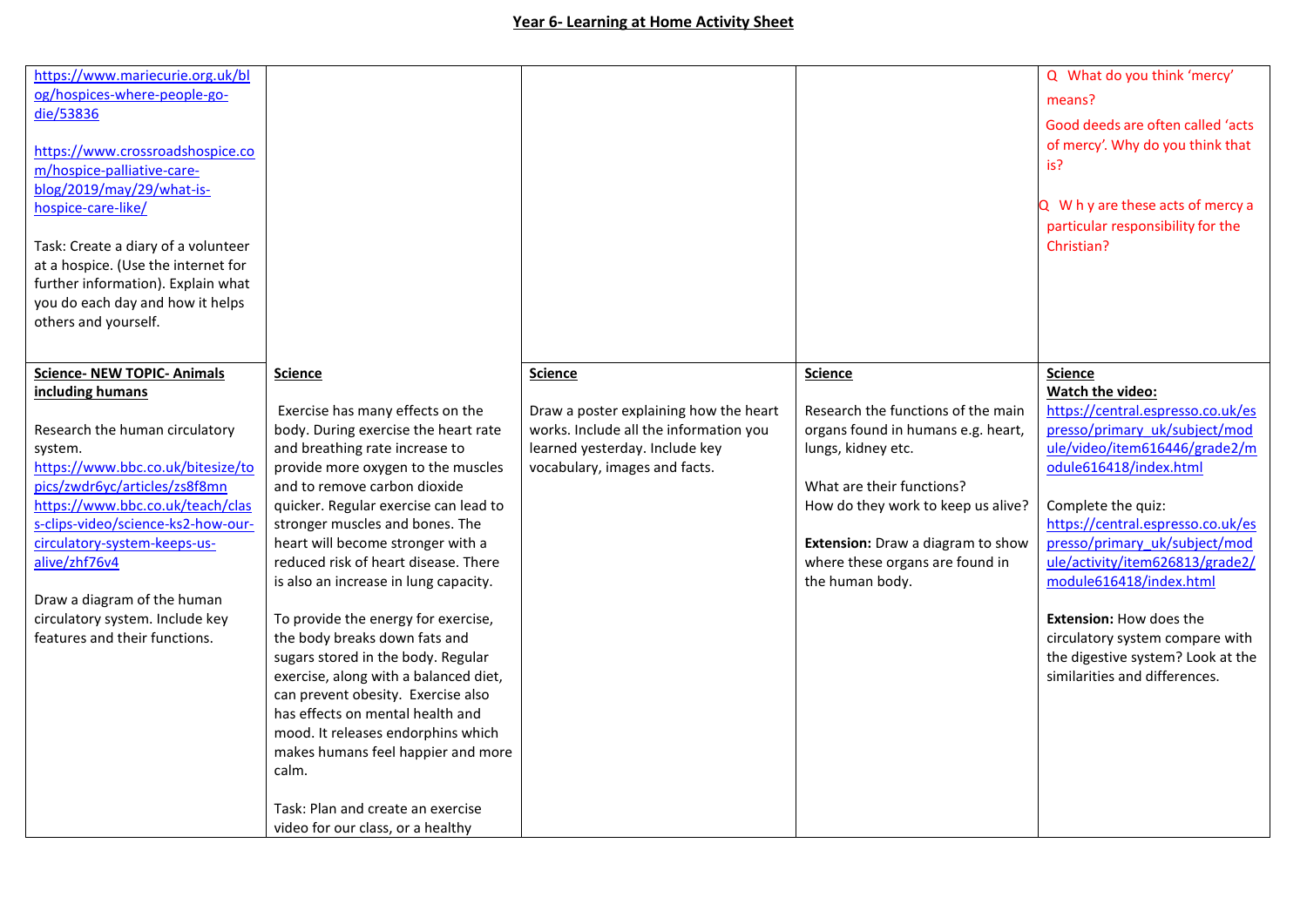# Year 6- Learning at Home Activity Sheet

| | | | | |
|---|---|---|---|---|
| https://www.mariecurie.org.uk/blog/hospices-where-people-go-die/53836<br><br>https://www.crossroadshospice.com/hospice-palliative-care-blog/2019/may/29/what-is-hospice-care-like/<br><br>Task: Create a diary of a volunteer at a hospice. (Use the internet for further information). Explain what you do each day and how it helps others and yourself. | | | | Q What do you think 'mercy' means?<br>Good deeds are often called 'acts of mercy'. Why do you think that is?<br><br>Q W h y are these acts of mercy a particular responsibility for the Christian? |
| **Science- NEW TOPIC- Animals including humans**<br><br>Research the human circulatory system.<br>https://www.bbc.co.uk/bitesize/topics/zwdr6yc/articles/zs8f8mn<br>https://www.bbc.co.uk/teach/class-clips-video/science-ks2-how-our-circulatory-system-keeps-us-alive/zhf76v4<br><br>Draw a diagram of the human circulatory system. Include key features and their functions. | **Science**<br><br>Exercise has many effects on the body. During exercise the heart rate and breathing rate increase to provide more oxygen to the muscles and to remove carbon dioxide quicker. Regular exercise can lead to stronger muscles and bones. The heart will become stronger with a reduced risk of heart disease. There is also an increase in lung capacity.<br><br>To provide the energy for exercise, the body breaks down fats and sugars stored in the body. Regular exercise, along with a balanced diet, can prevent obesity. Exercise also has effects on mental health and mood. It releases endorphins which makes humans feel happier and more calm.<br><br>Task: Plan and create an exercise video for our class, or a healthy | **Science**<br><br>Draw a poster explaining how the heart works. Include all the information you learned yesterday. Include key vocabulary, images and facts. | **Science**<br><br>Research the functions of the main organs found in humans e.g. heart, lungs, kidney etc.<br><br>What are their functions?<br>How do they work to keep us alive?<br><br>**Extension:** Draw a diagram to show where these organs are found in the human body. | **Science**<br>**Watch the video:**<br>https://central.espresso.co.uk/espresso/primary_uk/subject/module/video/item616446/grade2/module616418/index.html<br><br>Complete the quiz:<br>https://central.espresso.co.uk/espresso/primary_uk/subject/module/activity/item626813/grade2/module616418/index.html<br><br>**Extension:** How does the circulatory system compare with the digestive system? Look at the similarities and differences. |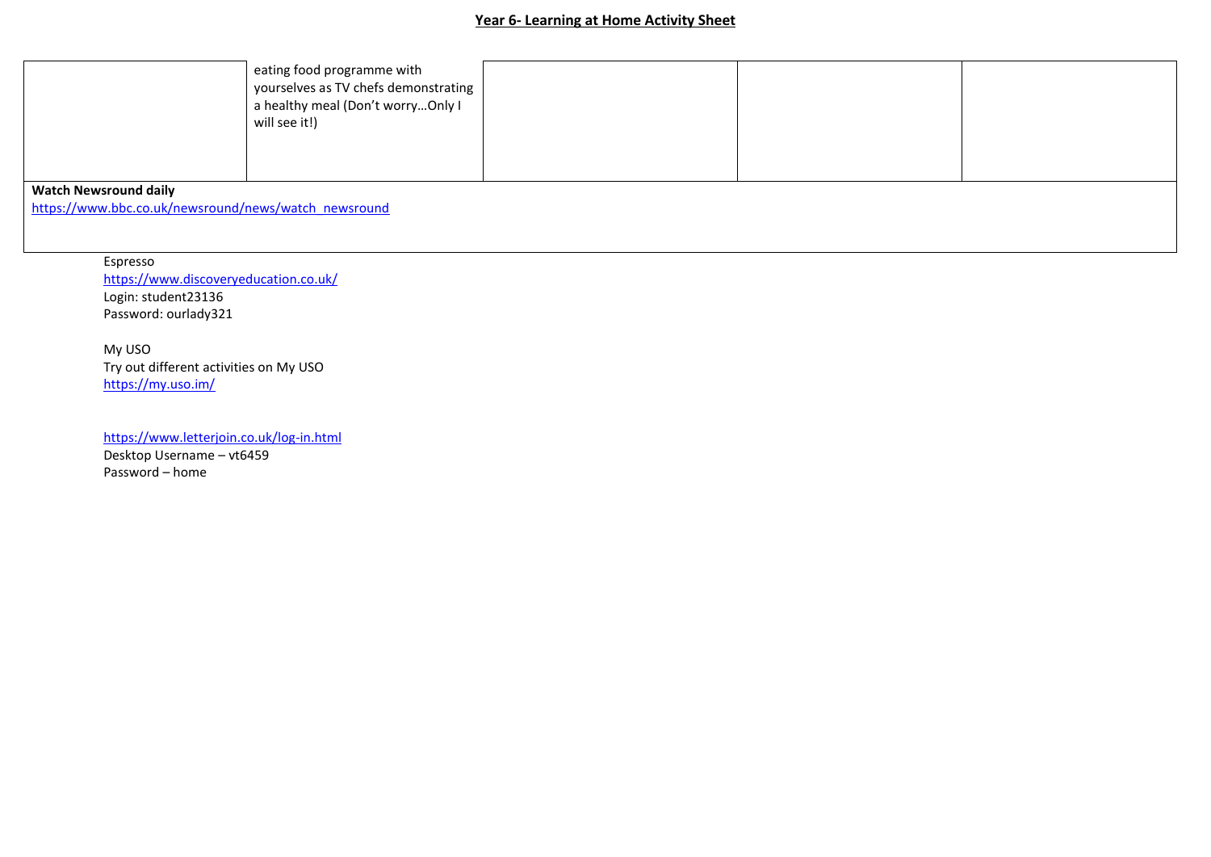**Year 6- Learning at Home Activity Sheet**

| | | | | |
|---|---|---|---|---|
| | eating food programme with yourselves as TV chefs demonstrating a healthy meal (Don't worry…Only I will see it!) | | | |
| **Watch Newsround daily**<br>https://www.bbc.co.uk/newsround/news/watch_newsround | | | | |

Espresso
https://www.discoveryeducation.co.uk/
Login: student23136
Password: ourlady321

My USO
Try out different activities on My USO
https://my.uso.im/

https://www.letterjoin.co.uk/log-in.html
Desktop Username – vt6459
Password – home